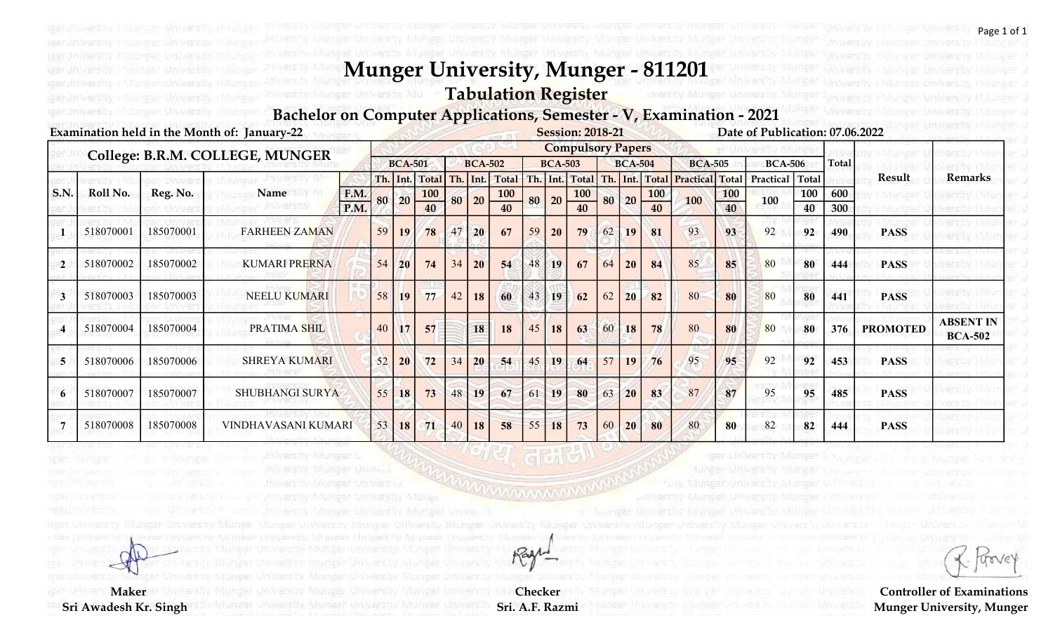# Munger University, Munger - 811201

## Tabulation Register

### Bachelor on Computer Applications, Semester - V, Examination - 2021

Examination held in the Month of: January-22 | Session: 2018-21 | Date of Publication: 07.06.2022

**College: B.R.M. COLLEGE, MUNGER**

| S.N. | Roll No. | Reg. No. | Name | BCA-501 Th. | BCA-501 Int. | BCA-501 Total | BCA-502 Th. | BCA-502 Int. | BCA-502 Total | BCA-503 Th. | BCA-503 Int. | BCA-503 Total | BCA-504 Th. | BCA-504 Int. | BCA-504 Total | BCA-505 Practical | BCA-505 Total | BCA-506 Practical | BCA-506 Total | Total | Result | Remarks |
|---|---|---|---|---|---|---|---|---|---|---|---|---|---|---|---|---|---|---|---|---|---|---|
| | | | F.M. | 80 | 20 | 100 | 80 | 20 | 100 | 80 | 20 | 100 | 80 | 20 | 100 | 100 | 100 | 100 | 100 | 600 | | |
| | | | P.M. | | | 40 | | | 40 | | | 40 | | | 40 | | 40 | | 40 | 300 | | |
| 1 | 518070001 | 185070001 | FARHEEN ZAMAN | 59 | 19 | 78 | 47 | 20 | 67 | 59 | 20 | 79 | 62 | 19 | 81 | 93 | 93 | 92 | 92 | 490 | PASS | |
| 2 | 518070002 | 185070002 | KUMARI PRERNA | 54 | 20 | 74 | 34 | 20 | 54 | 48 | 19 | 67 | 64 | 20 | 84 | 85 | 85 | 80 | 80 | 444 | PASS | |
| 3 | 518070003 | 185070003 | NEELU KUMARI | 58 | 19 | 77 | 42 | 18 | 60 | 43 | 19 | 62 | 62 | 20 | 82 | 80 | 80 | 80 | 80 | 441 | PASS | |
| 4 | 518070004 | 185070004 | PRATIMA SHIL | 40 | 17 | 57 | | 18 | 18 | 45 | 18 | 63 | 60 | 18 | 78 | 80 | 80 | 80 | 80 | 376 | PROMOTED | ABSENT IN BCA-502 |
| 5 | 518070006 | 185070006 | SHREYA KUMARI | 52 | 20 | 72 | 34 | 20 | 54 | 45 | 19 | 64 | 57 | 19 | 76 | 95 | 95 | 92 | 92 | 453 | PASS | |
| 6 | 518070007 | 185070007 | SHUBHANGI SURYA | 55 | 18 | 73 | 48 | 19 | 67 | 61 | 19 | 80 | 63 | 20 | 83 | 87 | 87 | 95 | 95 | 485 | PASS | |
| 7 | 518070008 | 185070008 | VINDHAVASANI KUMARI | 53 | 18 | 71 | 40 | 18 | 58 | 55 | 18 | 73 | 60 | 20 | 80 | 80 | 80 | 82 | 82 | 444 | PASS | |

**Maker**
Sri Awadesh Kr. Singh

**Checker**
Sri. A.F. Razmi

**Controller of Examinations**
Munger University, Munger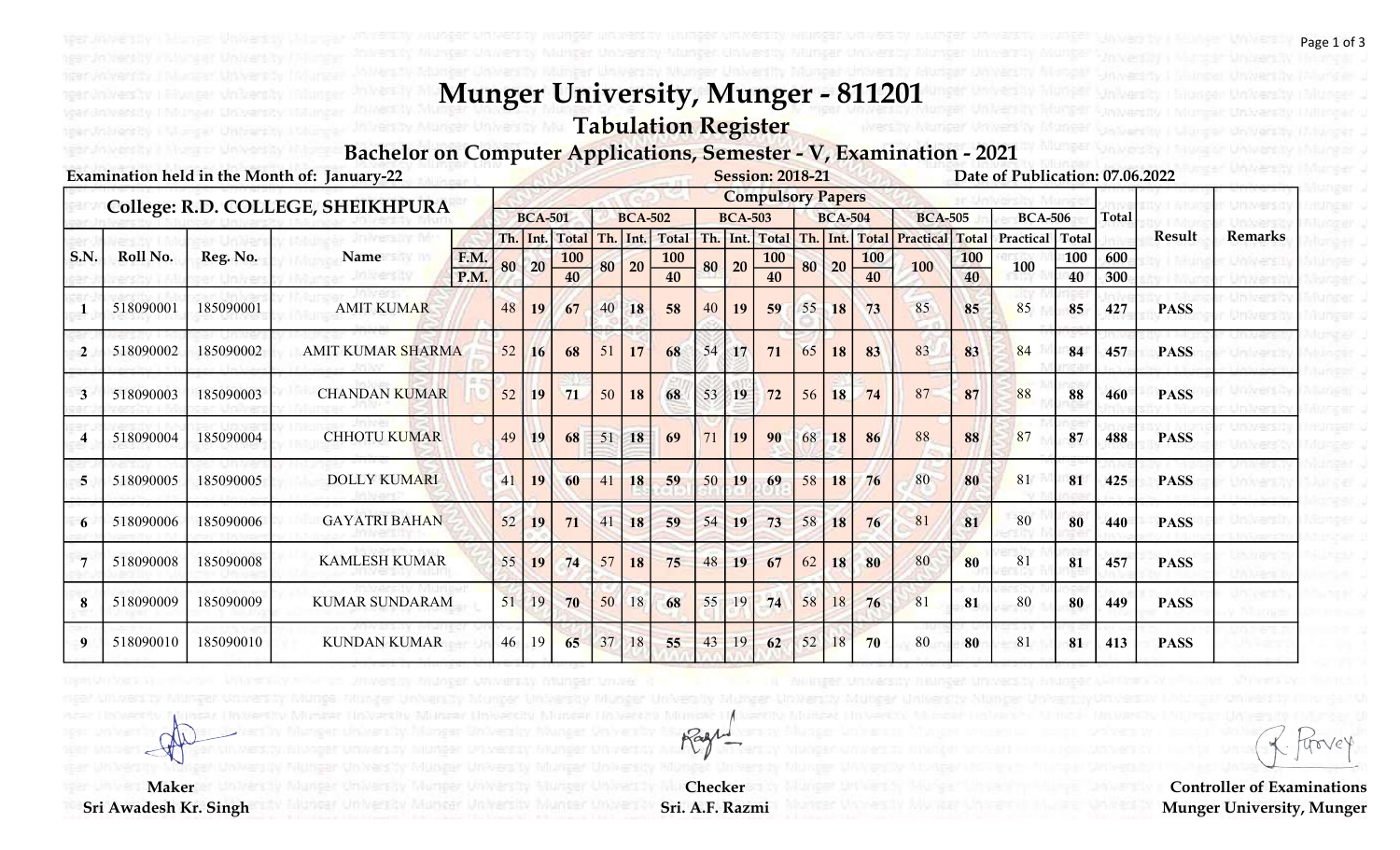# Munger University, Munger - 811201

## Tabulation Register

### Bachelor on Computer Applications, Semester - V, Examination - 2021

Examination held in the Month of: January-22 | Session: 2018-21 | Date of Publication: 07.06.2022

**College: R.D. COLLEGE, SHEIKHPURA**

| S.N. | Roll No. | Reg. No. | Name | | BCA-501 | | | BCA-502 | | | BCA-503 | | | BCA-504 | | | BCA-505 | | BCA-506 | | Total | Result | Remarks |
|---|---|---|---|---|---|---|---|---|---|---|---|---|---|---|---|---|---|---|---|---|---|---|---|
| | | | | | Th. | Int. | Total | Th. | Int. | Total | Th. | Int. | Total | Th. | Int. | Total | Practical | Total | Practical | Total | | | |
| | | | | F.M. | 80 | 20 | 100 | 80 | 20 | 100 | 80 | 20 | 100 | 80 | 20 | 100 | 100 | 100 | 100 | 100 | 600 | | |
| | | | | P.M. | | | 40 | | | 40 | | | 40 | | | 40 | | 40 | | 40 | 300 | | |
| 1 | 518090001 | 185090001 | AMIT KUMAR | | 48 | 19 | 67 | 40 | 18 | 58 | 40 | 19 | 59 | 55 | 18 | 73 | 85 | 85 | 85 | 85 | 427 | PASS | |
| 2 | 518090002 | 185090002 | AMIT KUMAR SHARMA | | 52 | 16 | 68 | 51 | 17 | 68 | 54 | 17 | 71 | 65 | 18 | 83 | 83 | 83 | 84 | 84 | 457 | PASS | |
| 3 | 518090003 | 185090003 | CHANDAN KUMAR | | 52 | 19 | 71 | 50 | 18 | 68 | 53 | 19 | 72 | 56 | 18 | 74 | 87 | 87 | 88 | 88 | 460 | PASS | |
| 4 | 518090004 | 185090004 | CHHOTU KUMAR | | 49 | 19 | 68 | 51 | 18 | 69 | 71 | 19 | 90 | 68 | 18 | 86 | 88 | 88 | 87 | 87 | 488 | PASS | |
| 5 | 518090005 | 185090005 | DOLLY KUMARI | | 41 | 19 | 60 | 41 | 18 | 59 | 50 | 19 | 69 | 58 | 18 | 76 | 80 | 80 | 81 | 81 | 425 | PASS | |
| 6 | 518090006 | 185090006 | GAYATRI BAHAN | | 52 | 19 | 71 | 41 | 18 | 59 | 54 | 19 | 73 | 58 | 18 | 76 | 81 | 81 | 80 | 80 | 440 | PASS | |
| 7 | 518090008 | 185090008 | KAMLESH KUMAR | | 55 | 19 | 74 | 57 | 18 | 75 | 48 | 19 | 67 | 62 | 18 | 80 | 80 | 80 | 81 | 81 | 457 | PASS | |
| 8 | 518090009 | 185090009 | KUMAR SUNDARAM | | 51 | 19 | 70 | 50 | 18 | 68 | 55 | 19 | 74 | 58 | 18 | 76 | 81 | 81 | 80 | 80 | 449 | PASS | |
| 9 | 518090010 | 185090010 | KUNDAN KUMAR | | 46 | 19 | 65 | 37 | 18 | 55 | 43 | 19 | 62 | 52 | 18 | 70 | 80 | 80 | 81 | 81 | 413 | PASS | |

**Maker**
Sri Awadesh Kr. Singh

**Checker**
Sri. A.F. Razmi

**Controller of Examinations**
Munger University, Munger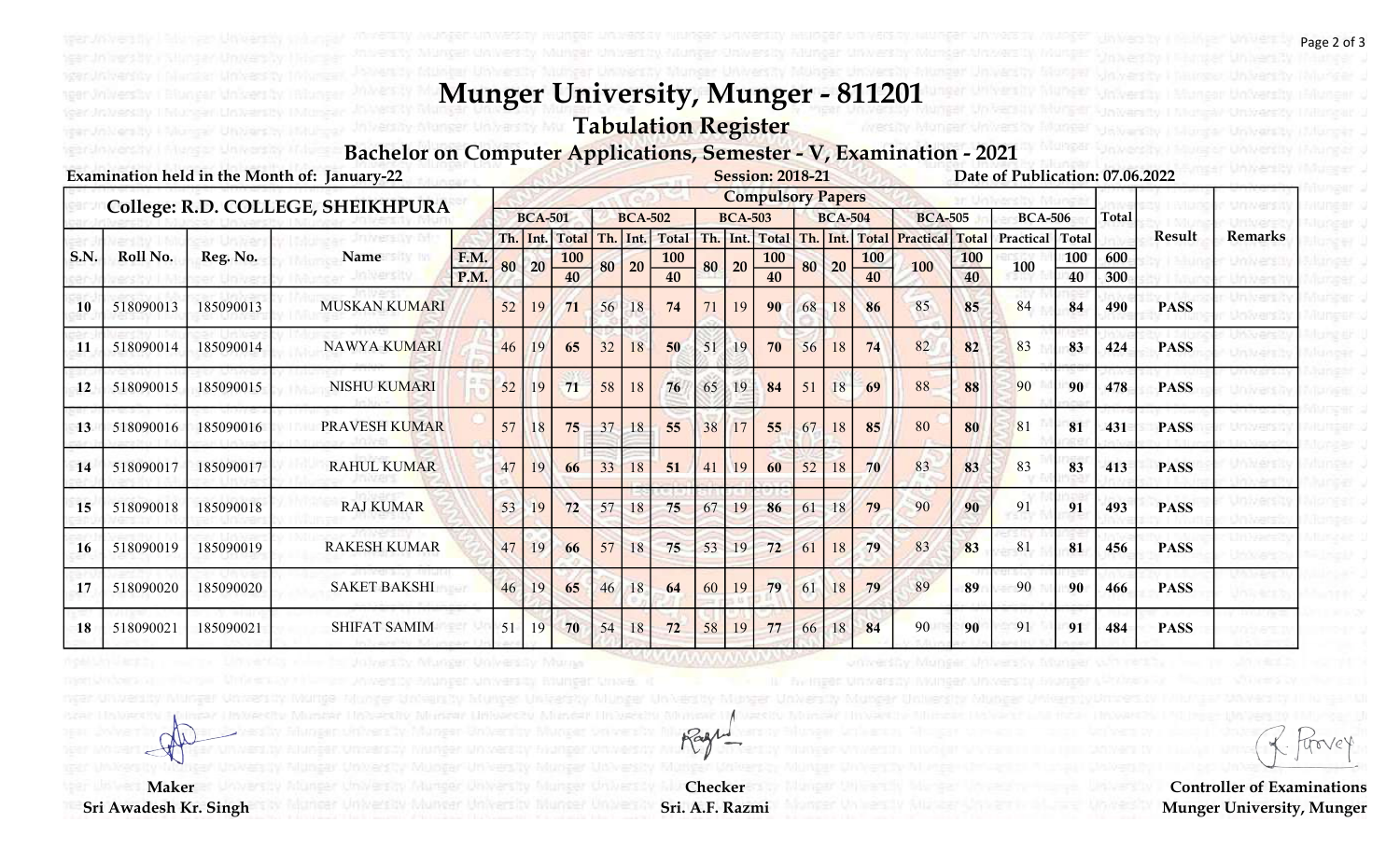# Munger University, Munger - 811201

## Tabulation Register

### Bachelor on Computer Applications, Semester - V, Examination - 2021

Examination held in the Month of: January-22 | Session: 2018-21 | Date of Publication: 07.06.2022

**College: R.D. COLLEGE, SHEIKHPURA**

| S.N. | Roll No. | Reg. No. | Name | | BCA-501 | | | BCA-502 | | | BCA-503 | | | BCA-504 | | | BCA-505 | | BCA-506 | | Total | Result | Remarks |
|---|---|---|---|---|---|---|---|---|---|---|---|---|---|---|---|---|---|---|---|---|---|---|---|
| | | | | | Th. | Int. | Total | Th. | Int. | Total | Th. | Int. | Total | Th. | Int. | Total | Practical | Total | Practical | Total | | | |
| | | | | F.M. | 80 | 20 | 100 | 80 | 20 | 100 | 80 | 20 | 100 | 80 | 20 | 100 | 100 | 100 | 100 | 100 | 600 | | |
| | | | | P.M. | | | 40 | | | 40 | | | 40 | | | 40 | | 40 | | 40 | 300 | | |
| 10 | 518090013 | 185090013 | MUSKAN KUMARI | | 52 | 19 | 71 | 56 | 18 | 74 | 71 | 19 | 90 | 68 | 18 | 86 | 85 | 85 | 84 | 84 | 490 | PASS | |
| 11 | 518090014 | 185090014 | NAWYA KUMARI | | 46 | 19 | 65 | 32 | 18 | 50 | 51 | 19 | 70 | 56 | 18 | 74 | 82 | 82 | 83 | 83 | 424 | PASS | |
| 12 | 518090015 | 185090015 | NISHU KUMARI | | 52 | 19 | 71 | 58 | 18 | 76 | 65 | 19 | 84 | 51 | 18 | 69 | 88 | 88 | 90 | 90 | 478 | PASS | |
| 13 | 518090016 | 185090016 | PRAVESH KUMAR | | 57 | 18 | 75 | 37 | 18 | 55 | 38 | 17 | 55 | 67 | 18 | 85 | 80 | 80 | 81 | 81 | 431 | PASS | |
| 14 | 518090017 | 185090017 | RAHUL KUMAR | | 47 | 19 | 66 | 33 | 18 | 51 | 41 | 19 | 60 | 52 | 18 | 70 | 83 | 83 | 83 | 83 | 413 | PASS | |
| 15 | 518090018 | 185090018 | RAJ KUMAR | | 53 | 19 | 72 | 57 | 18 | 75 | 67 | 19 | 86 | 61 | 18 | 79 | 90 | 90 | 91 | 91 | 493 | PASS | |
| 16 | 518090019 | 185090019 | RAKESH KUMAR | | 47 | 19 | 66 | 57 | 18 | 75 | 53 | 19 | 72 | 61 | 18 | 79 | 83 | 83 | 81 | 81 | 456 | PASS | |
| 17 | 518090020 | 185090020 | SAKET BAKSHI | | 46 | 19 | 65 | 46 | 18 | 64 | 60 | 19 | 79 | 61 | 18 | 79 | 89 | 89 | 90 | 90 | 466 | PASS | |
| 18 | 518090021 | 185090021 | SHIFAT SAMIM | | 51 | 19 | 70 | 54 | 18 | 72 | 58 | 19 | 77 | 66 | 18 | 84 | 90 | 90 | 91 | 91 | 484 | PASS | |

**Maker**
Sri Awadesh Kr. Singh

**Checker**
Sri. A.F. Razmi

**Controller of Examinations**
Munger University, Munger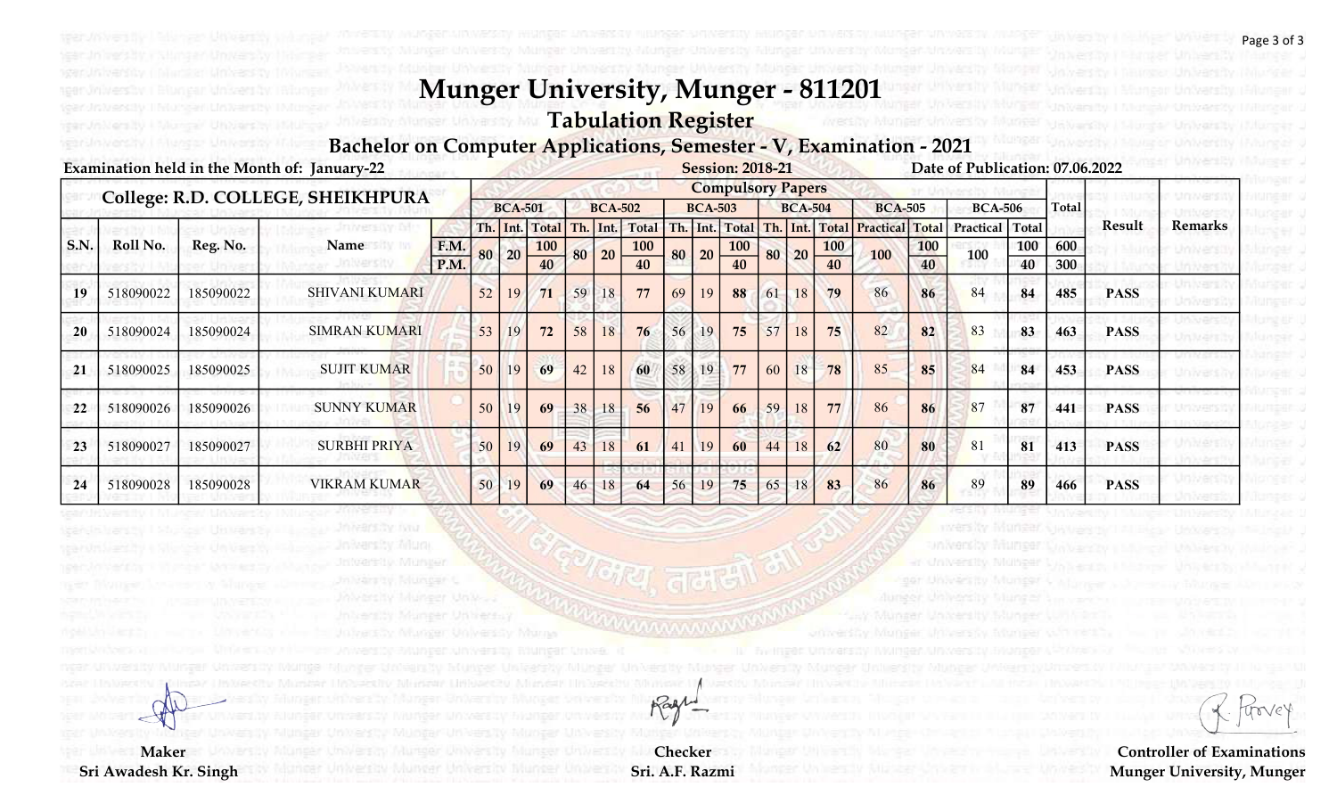# Munger University, Munger - 811201

## Tabulation Register

### Bachelor on Computer Applications, Semester - V, Examination - 2021

Examination held in the Month of: January-22 | Session: 2018-21 | Date of Publication: 07.06.2022

**College: R.D. COLLEGE, SHEIKHPURA**

| S.N. | Roll No. | Reg. No. | Name | | BCA-501 Th. | BCA-501 Int. | BCA-501 Total | BCA-502 Th. | BCA-502 Int. | BCA-502 Total | BCA-503 Th. | BCA-503 Int. | BCA-503 Total | BCA-504 Th. | BCA-504 Int. | BCA-504 Total | BCA-505 Practical | BCA-505 Total | BCA-506 Practical | BCA-506 Total | Total | Result | Remarks |
|---|---|---|---|---|---|---|---|---|---|---|---|---|---|---|---|---|---|---|---|---|---|---|---|
| | | | | F.M. | 80 | 20 | 100 | 80 | 20 | 100 | 80 | 20 | 100 | 80 | 20 | 100 | 100 | 100 | 100 | 100 | 600 | | |
| | | | | P.M. | | | 40 | | | 40 | | | 40 | | | 40 | | 40 | | 40 | 300 | | |
| 19 | 518090022 | 185090022 | SHIVANI KUMARI | | 52 | 19 | 71 | 59 | 18 | 77 | 69 | 19 | 88 | 61 | 18 | 79 | 86 | 86 | 84 | 84 | 485 | PASS | |
| 20 | 518090024 | 185090024 | SIMRAN KUMARI | | 53 | 19 | 72 | 58 | 18 | 76 | 56 | 19 | 75 | 57 | 18 | 75 | 82 | 82 | 83 | 83 | 463 | PASS | |
| 21 | 518090025 | 185090025 | SUJIT KUMAR | | 50 | 19 | 69 | 42 | 18 | 60 | 58 | 19 | 77 | 60 | 18 | 78 | 85 | 85 | 84 | 84 | 453 | PASS | |
| 22 | 518090026 | 185090026 | SUNNY KUMAR | | 50 | 19 | 69 | 38 | 18 | 56 | 47 | 19 | 66 | 59 | 18 | 77 | 86 | 86 | 87 | 87 | 441 | PASS | |
| 23 | 518090027 | 185090027 | SURBHI PRIYA | | 50 | 19 | 69 | 43 | 18 | 61 | 41 | 19 | 60 | 44 | 18 | 62 | 80 | 80 | 81 | 81 | 413 | PASS | |
| 24 | 518090028 | 185090028 | VIKRAM KUMAR | | 50 | 19 | 69 | 46 | 18 | 64 | 56 | 19 | 75 | 65 | 18 | 83 | 86 | 86 | 89 | 89 | 466 | PASS | |

**Maker**
Sri Awadesh Kr. Singh

**Checker**
Sri. A.F. Razmi

**Controller of Examinations**
Munger University, Munger